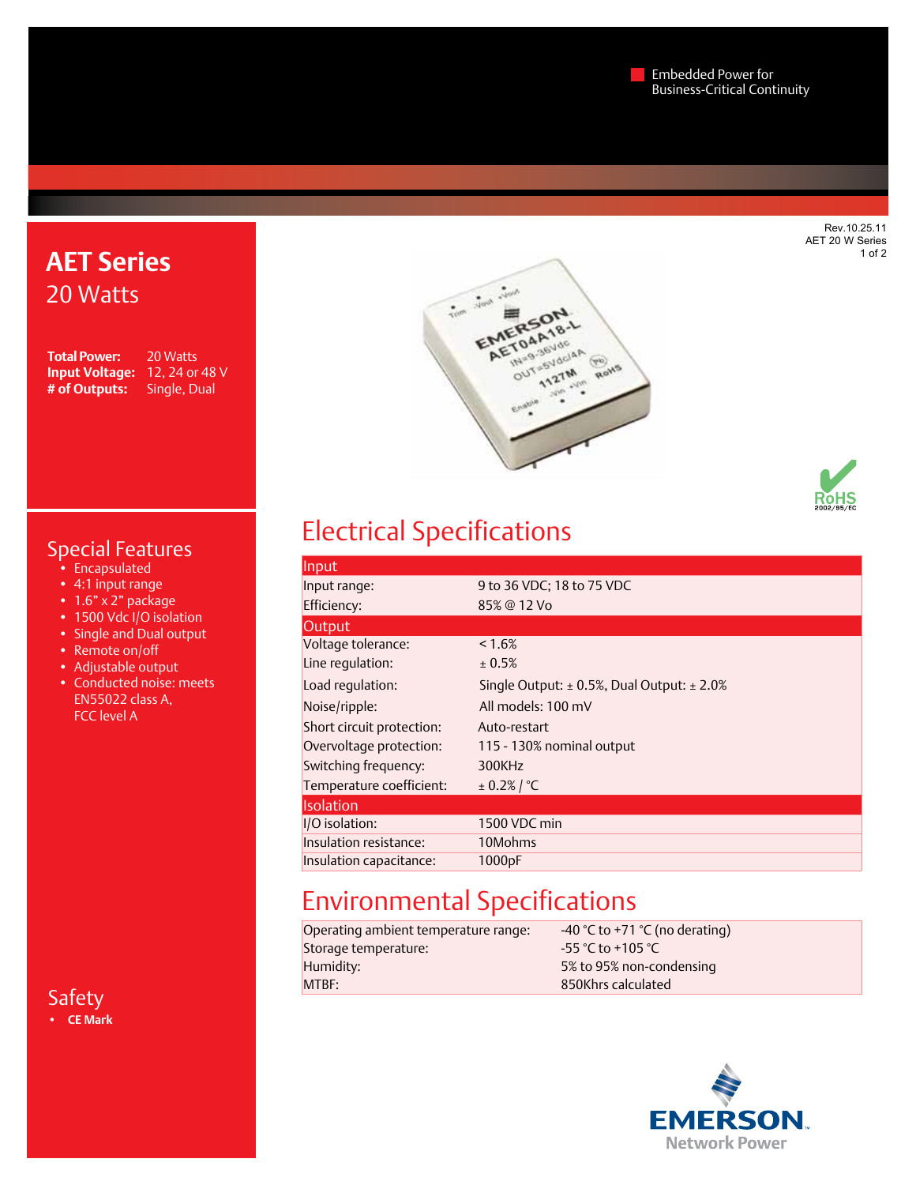Embedded Power for Business-Critical Continuity

Rev.10.25.11
AET 20 W Series

# AET Series

20 Watts

**Total Power:** 20 Watts
**Input Voltage:** 12, 24 or 48 V
**# of Outputs:** Single, Dual

## Special Features

- Encapsulated
- 4:1 input range
- 1.6” x 2” package
- 1500 Vdc I/O isolation
- Single and Dual output
- Remote on/off
- Adjustable output
- Conducted noise: meets EN55022 class A, FCC level A

## Safety

- **CE Mark**

## Electrical Specifications

| Input | |
|---|---|
| Input range: | 9 to 36 VDC; 18 to 75 VDC |
| Efficiency: | 85% @ 12 Vo |
| **Output** | |
| Voltage tolerance: | < 1.6% |
| Line regulation: | ± 0.5% |
| Load regulation: | Single Output: ± 0.5%, Dual Output: ± 2.0% |
| Noise/ripple: | All models: 100 mV |
| Short circuit protection: | Auto-restart |
| Overvoltage protection: | 115 - 130% nominal output |
| Switching frequency: | 300KHz |
| Temperature coefficient: | ± 0.2% / °C |
| **Isolation** | |
| I/O isolation: | 1500 VDC min |
| Insulation resistance: | 10Mohms |
| Insulation capacitance: | 1000pF |

## Environmental Specifications

| | |
|---|---|
| Operating ambient temperature range: | -40 °C to +71 °C (no derating) |
| Storage temperature: | -55 °C to +105 °C |
| Humidity: | 5% to 95% non-condensing |
| MTBF: | 850Khrs calculated |

EMERSON Network Power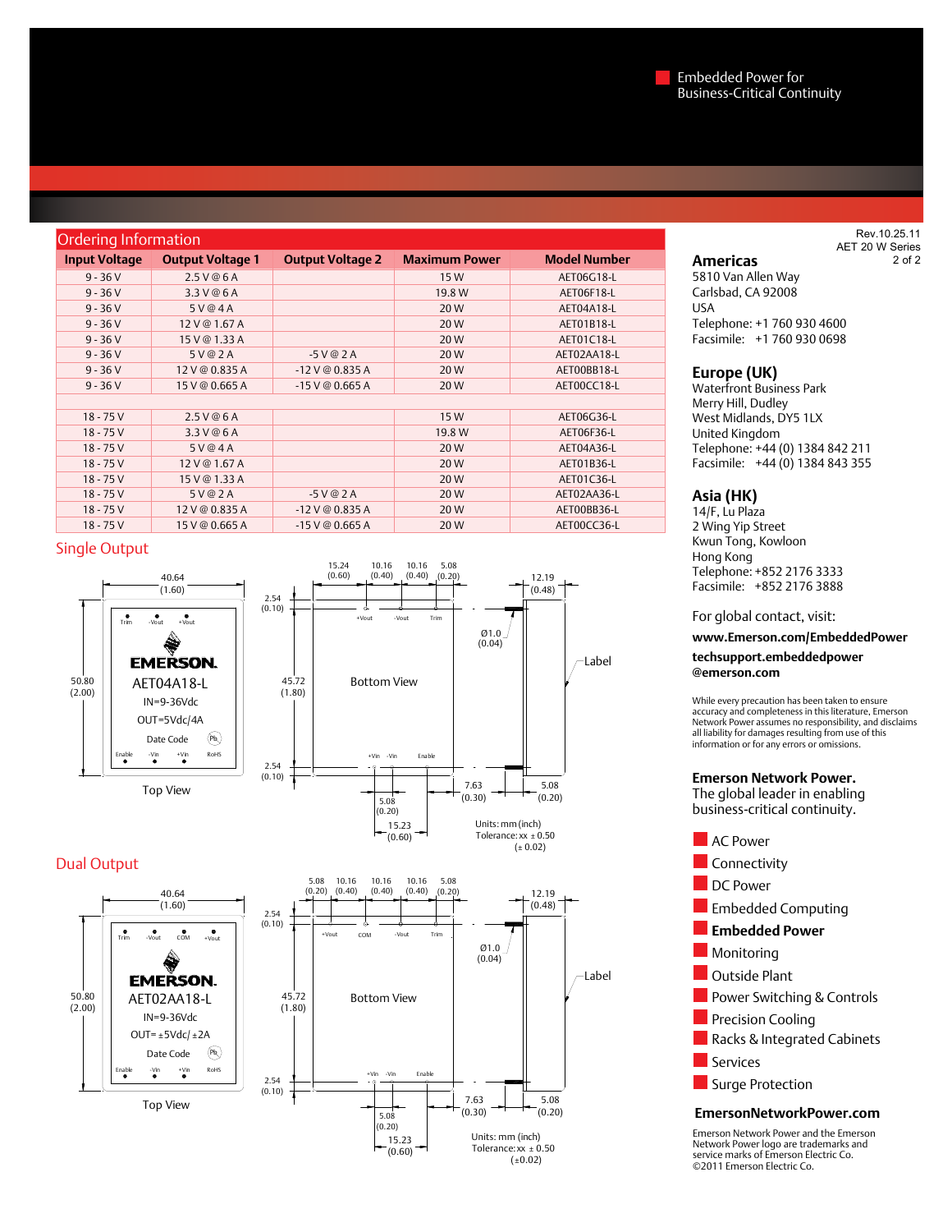Embedded Power for Business-Critical Continuity

Rev.10.25.11
AET 20 W Series

## Ordering Information

| Input Voltage | Output Voltage 1 | Output Voltage 2 | Maximum Power | Model Number |
|---|---|---|---|---|
| 9 - 36 V | 2.5 V @ 6 A | | 15 W | AET06G18-L |
| 9 - 36 V | 3.3 V @ 6 A | | 19.8 W | AET06F18-L |
| 9 - 36 V | 5 V @ 4 A | | 20 W | AET04A18-L |
| 9 - 36 V | 12 V @ 1.67 A | | 20 W | AET01B18-L |
| 9 - 36 V | 15 V @ 1.33 A | | 20 W | AET01C18-L |
| 9 - 36 V | 5 V @ 2 A | -5 V @ 2 A | 20 W | AET02AA18-L |
| 9 - 36 V | 12 V @ 0.835 A | -12 V @ 0.835 A | 20 W | AET00BB18-L |
| 9 - 36 V | 15 V @ 0.665 A | -15 V @ 0.665 A | 20 W | AET00CC18-L |
| | | | | |
| 18 - 75 V | 2.5 V @ 6 A | | 15 W | AET06G36-L |
| 18 - 75 V | 3.3 V @ 6 A | | 19.8 W | AET06F36-L |
| 18 - 75 V | 5 V @ 4 A | | 20 W | AET04A36-L |
| 18 - 75 V | 12 V @ 1.67 A | | 20 W | AET01B36-L |
| 18 - 75 V | 15 V @ 1.33 A | | 20 W | AET01C36-L |
| 18 - 75 V | 5 V @ 2 A | -5 V @ 2 A | 20 W | AET02AA36-L |
| 18 - 75 V | 12 V @ 0.835 A | -12 V @ 0.835 A | 20 W | AET00BB36-L |
| 18 - 75 V | 15 V @ 0.665 A | -15 V @ 0.665 A | 20 W | AET00CC36-L |

## Single Output

40.64 (1.60)
50.80 (2.00)
Trim -Vout +Vout
EMERSON.
AET04A18-L
IN=9-36Vdc
OUT=5Vdc/4A
Date Code
Enable -Vin +Vin RoHS
Top View

15.24 (0.60) 10.16 (0.40) 10.16 (0.40) 5.08 (0.20)
2.54 (0.10)
+Vout -Vout Trim
45.72 (1.80)
Bottom View
+Vin -Vin Enable
2.54 (0.10)
5.08 (0.20)
15.23 (0.60)
7.63 (0.30)
12.19 (0.48)
Ø1.0 (0.04)
Label
5.08 (0.20)
Units: mm (inch)
Tolerance: xx ± 0.50 (± 0.02)

## Dual Output

40.64 (1.60)
50.80 (2.00)
Trim -Vout COM +Vout
EMERSON.
AET02AA18-L
IN=9-36Vdc
OUT= ±5Vdc/ ±2A
Date Code
Enable -Vin +Vin RoHS
Top View

5.08 (0.20) 10.16 (0.40) 10.16 (0.40) 10.16 (0.40) 5.08 (0.20)
2.54 (0.10)
+Vout COM -Vout Trim
45.72 (1.80)
Bottom View
+Vin -Vin Enable
2.54 (0.10)
5.08 (0.20)
15.23 (0.60)
7.63 (0.30)
12.19 (0.48)
Ø1.0 (0.04)
Label
5.08 (0.20)
Units: mm (inch)
Tolerance: xx ± 0.50 (±0.02)

**Americas**
5810 Van Allen Way
Carlsbad, CA 92008
USA
Telephone: +1 760 930 4600
Facsimile: +1 760 930 0698

**Europe (UK)**
Waterfront Business Park
Merry Hill, Dudley
West Midlands, DY5 1LX
United Kingdom
Telephone: +44 (0) 1384 842 211
Facsimile: +44 (0) 1384 843 355

**Asia (HK)**
14/F, Lu Plaza
2 Wing Yip Street
Kwun Tong, Kowloon
Hong Kong
Telephone: +852 2176 3333
Facsimile: +852 2176 3888

For global contact, visit:

**www.Emerson.com/EmbeddedPower**

**techsupport.embeddedpower@emerson.com**

While every precaution has been taken to ensure accuracy and completeness in this literature, Emerson Network Power assumes no responsibility, and disclaims all liability for damages resulting from use of this information or for any errors or omissions.

**Emerson Network Power.**
The global leader in enabling business-critical continuity.

- AC Power
- Connectivity
- DC Power
- Embedded Computing
- **Embedded Power**
- Monitoring
- Outside Plant
- Power Switching & Controls
- Precision Cooling
- Racks & Integrated Cabinets
- Services
- Surge Protection

**EmersonNetworkPower.com**

Emerson Network Power and the Emerson Network Power logo are trademarks and service marks of Emerson Electric Co. ©2011 Emerson Electric Co.